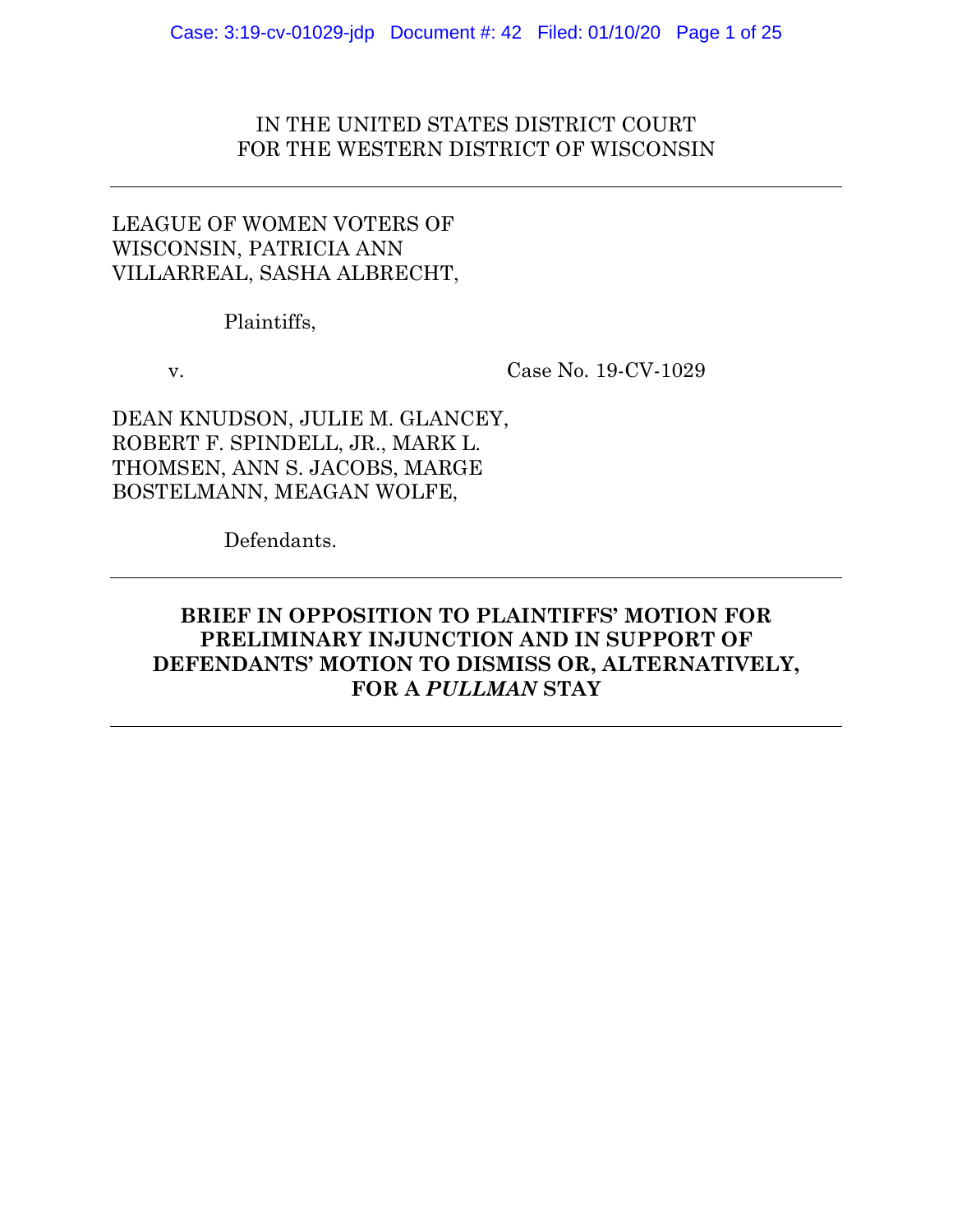IN THE UNITED STATES DISTRICT COURT
FOR THE WESTERN DISTRICT OF WISCONSIN

---

LEAGUE OF WOMEN VOTERS OF WISCONSIN, PATRICIA ANN VILLARREAL, SASHA ALBRECHT,

Plaintiffs,

v. Case No. 19-CV-1029

DEAN KNUDSON, JULIE M. GLANCEY, ROBERT F. SPINDELL, JR., MARK L. THOMSEN, ANN S. JACOBS, MARGE BOSTELMANN, MEAGAN WOLFE,

Defendants.

---

**BRIEF IN OPPOSITION TO PLAINTIFFS' MOTION FOR PRELIMINARY INJUNCTION AND IN SUPPORT OF DEFENDANTS' MOTION TO DISMISS OR, ALTERNATIVELY, FOR A *PULLMAN* STAY**

---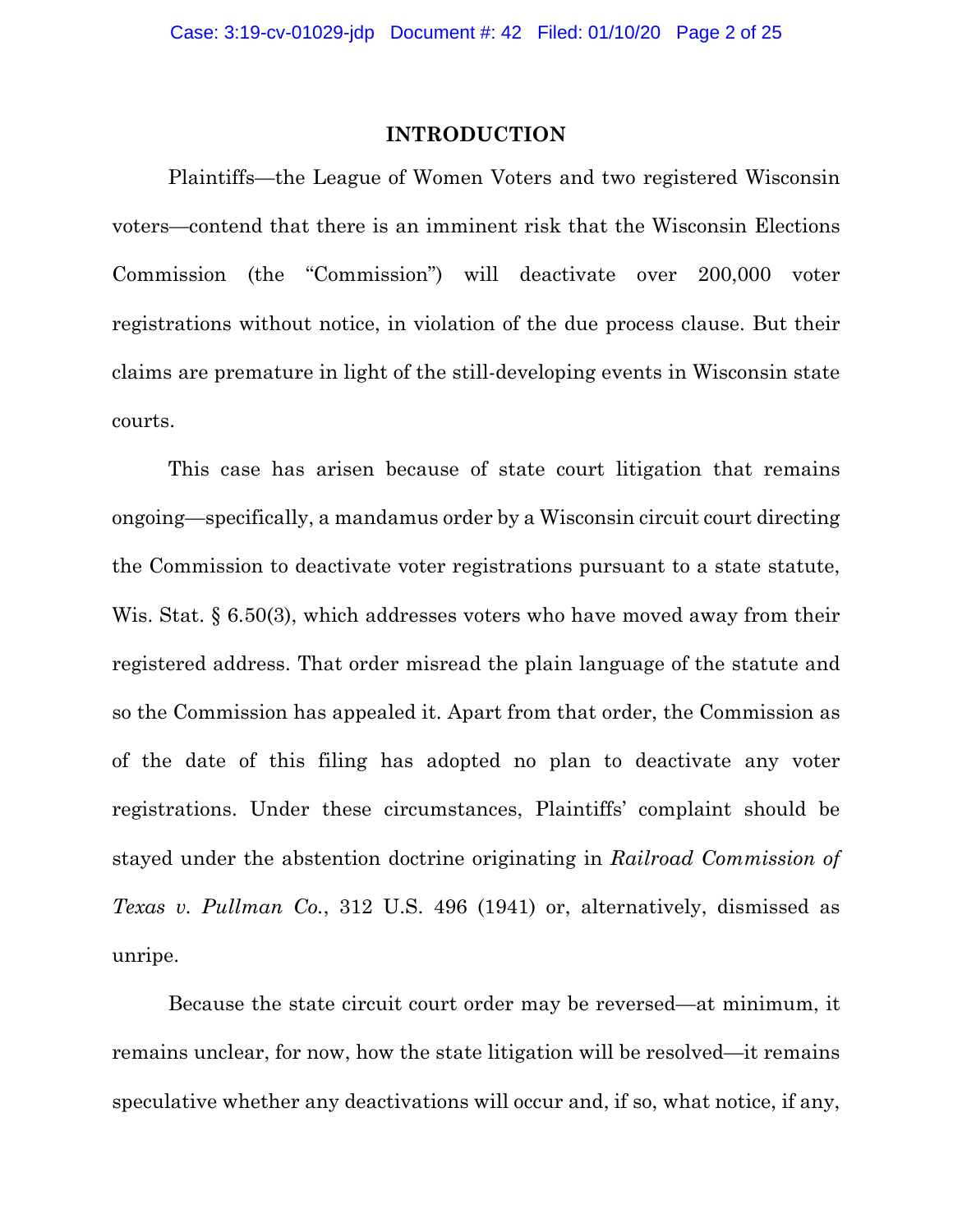## INTRODUCTION

Plaintiffs—the League of Women Voters and two registered Wisconsin voters—contend that there is an imminent risk that the Wisconsin Elections Commission (the "Commission") will deactivate over 200,000 voter registrations without notice, in violation of the due process clause. But their claims are premature in light of the still-developing events in Wisconsin state courts.

This case has arisen because of state court litigation that remains ongoing—specifically, a mandamus order by a Wisconsin circuit court directing the Commission to deactivate voter registrations pursuant to a state statute, Wis. Stat. § 6.50(3), which addresses voters who have moved away from their registered address. That order misread the plain language of the statute and so the Commission has appealed it. Apart from that order, the Commission as of the date of this filing has adopted no plan to deactivate any voter registrations. Under these circumstances, Plaintiffs' complaint should be stayed under the abstention doctrine originating in *Railroad Commission of Texas v. Pullman Co.*, 312 U.S. 496 (1941) or, alternatively, dismissed as unripe.

Because the state circuit court order may be reversed—at minimum, it remains unclear, for now, how the state litigation will be resolved—it remains speculative whether any deactivations will occur and, if so, what notice, if any,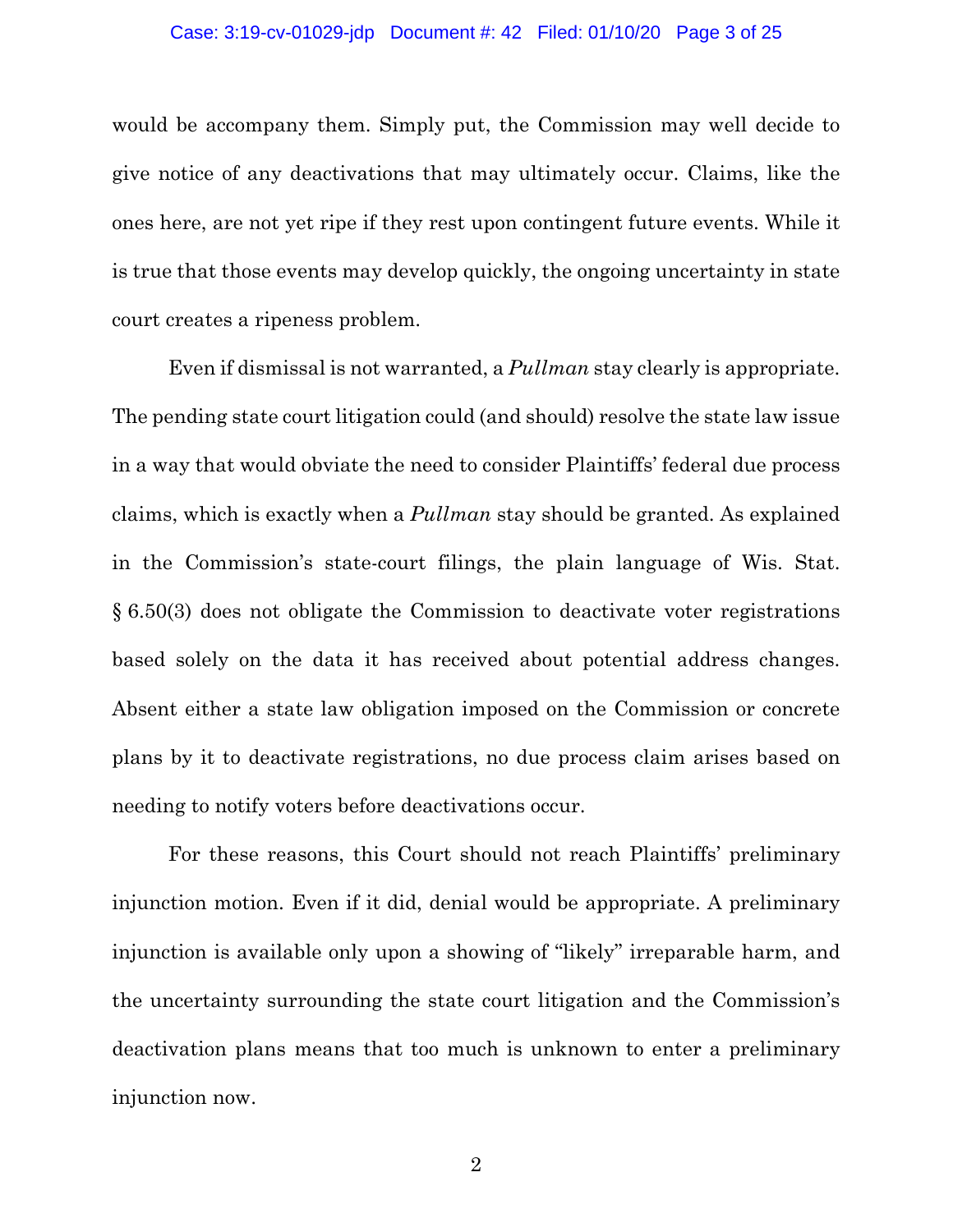would be accompany them. Simply put, the Commission may well decide to give notice of any deactivations that may ultimately occur. Claims, like the ones here, are not yet ripe if they rest upon contingent future events. While it is true that those events may develop quickly, the ongoing uncertainty in state court creates a ripeness problem.

Even if dismissal is not warranted, a *Pullman* stay clearly is appropriate. The pending state court litigation could (and should) resolve the state law issue in a way that would obviate the need to consider Plaintiffs' federal due process claims, which is exactly when a *Pullman* stay should be granted. As explained in the Commission's state-court filings, the plain language of Wis. Stat. § 6.50(3) does not obligate the Commission to deactivate voter registrations based solely on the data it has received about potential address changes. Absent either a state law obligation imposed on the Commission or concrete plans by it to deactivate registrations, no due process claim arises based on needing to notify voters before deactivations occur.

For these reasons, this Court should not reach Plaintiffs' preliminary injunction motion. Even if it did, denial would be appropriate. A preliminary injunction is available only upon a showing of "likely" irreparable harm, and the uncertainty surrounding the state court litigation and the Commission's deactivation plans means that too much is unknown to enter a preliminary injunction now.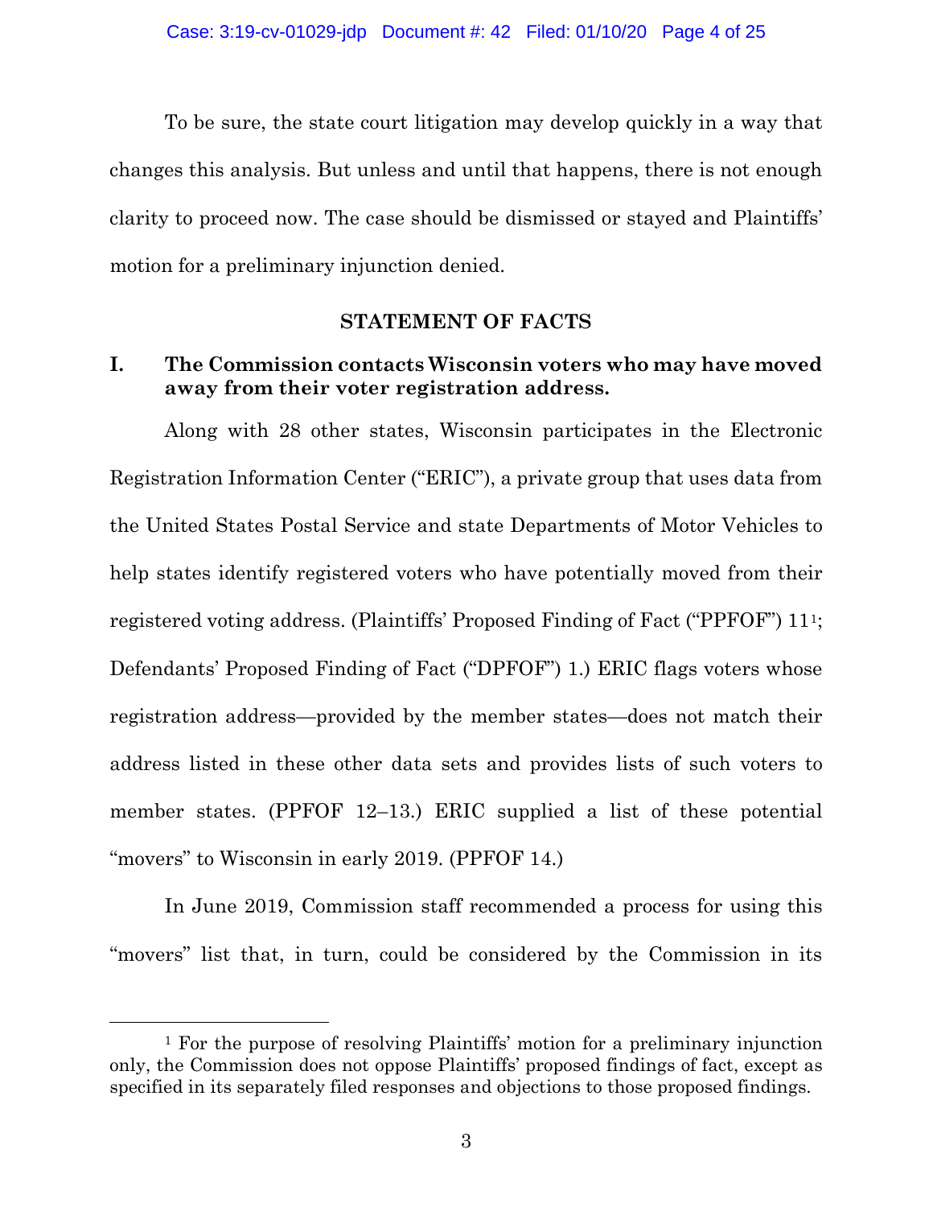To be sure, the state court litigation may develop quickly in a way that changes this analysis. But unless and until that happens, there is not enough clarity to proceed now. The case should be dismissed or stayed and Plaintiffs' motion for a preliminary injunction denied.

## STATEMENT OF FACTS

### I. The Commission contacts Wisconsin voters who may have moved away from their voter registration address.

Along with 28 other states, Wisconsin participates in the Electronic Registration Information Center ("ERIC"), a private group that uses data from the United States Postal Service and state Departments of Motor Vehicles to help states identify registered voters who have potentially moved from their registered voting address. (Plaintiffs' Proposed Finding of Fact ("PPFOF") 11[1]; Defendants' Proposed Finding of Fact ("DPFOF") 1.) ERIC flags voters whose registration address—provided by the member states—does not match their address listed in these other data sets and provides lists of such voters to member states. (PPFOF 12–13.) ERIC supplied a list of these potential "movers" to Wisconsin in early 2019. (PPFOF 14.)

In June 2019, Commission staff recommended a process for using this "movers" list that, in turn, could be considered by the Commission in its

[1] For the purpose of resolving Plaintiffs' motion for a preliminary injunction only, the Commission does not oppose Plaintiffs' proposed findings of fact, except as specified in its separately filed responses and objections to those proposed findings.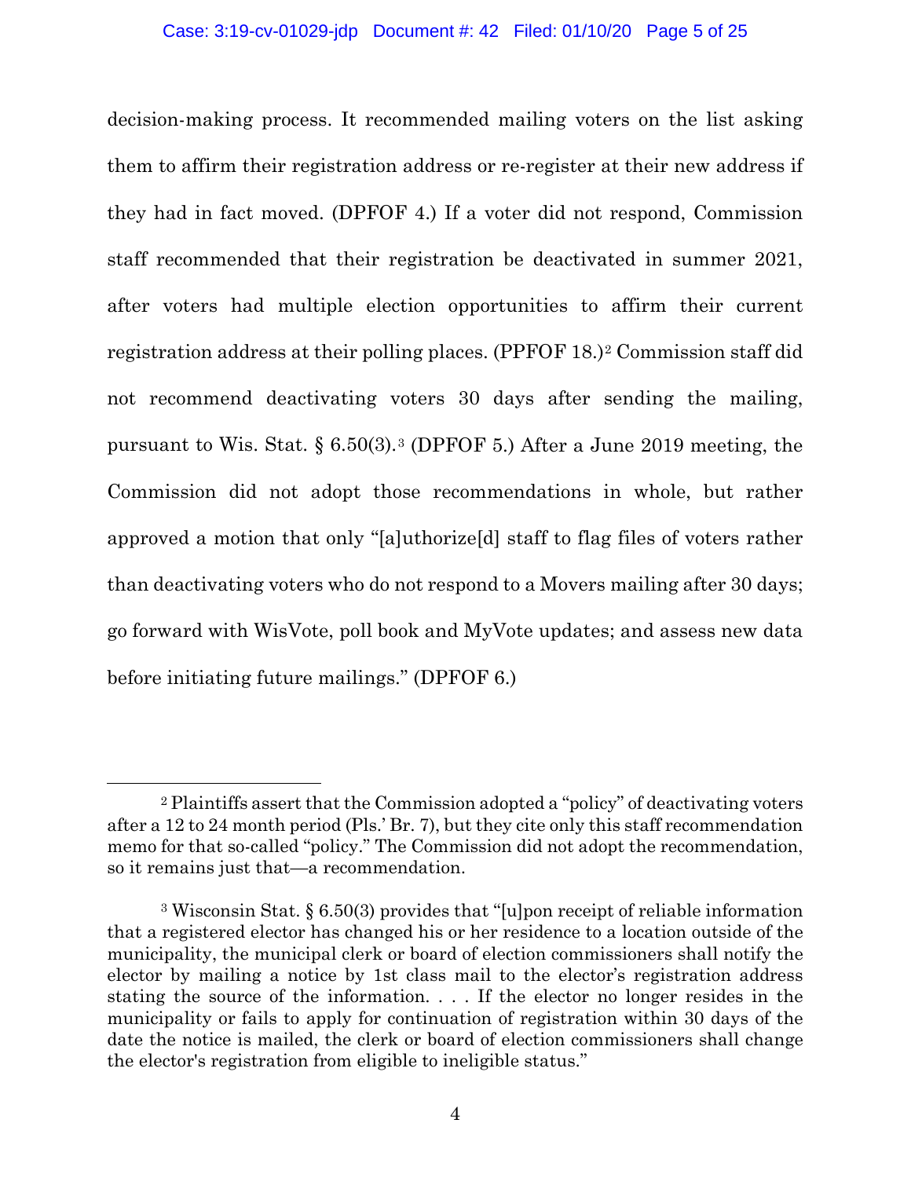decision-making process. It recommended mailing voters on the list asking them to affirm their registration address or re-register at their new address if they had in fact moved. (DPFOF 4.) If a voter did not respond, Commission staff recommended that their registration be deactivated in summer 2021, after voters had multiple election opportunities to affirm their current registration address at their polling places. (PPFOF 18.)[2] Commission staff did not recommend deactivating voters 30 days after sending the mailing, pursuant to Wis. Stat. § 6.50(3).[3] (DPFOF 5.) After a June 2019 meeting, the Commission did not adopt those recommendations in whole, but rather approved a motion that only "[a]uthorize[d] staff to flag files of voters rather than deactivating voters who do not respond to a Movers mailing after 30 days; go forward with WisVote, poll book and MyVote updates; and assess new data before initiating future mailings." (DPFOF 6.)

---

[2] Plaintiffs assert that the Commission adopted a "policy" of deactivating voters after a 12 to 24 month period (Pls.' Br. 7), but they cite only this staff recommendation memo for that so-called "policy." The Commission did not adopt the recommendation, so it remains just that—a recommendation.

[3] Wisconsin Stat. § 6.50(3) provides that "[u]pon receipt of reliable information that a registered elector has changed his or her residence to a location outside of the municipality, the municipal clerk or board of election commissioners shall notify the elector by mailing a notice by 1st class mail to the elector's registration address stating the source of the information. . . . If the elector no longer resides in the municipality or fails to apply for continuation of registration within 30 days of the date the notice is mailed, the clerk or board of election commissioners shall change the elector's registration from eligible to ineligible status."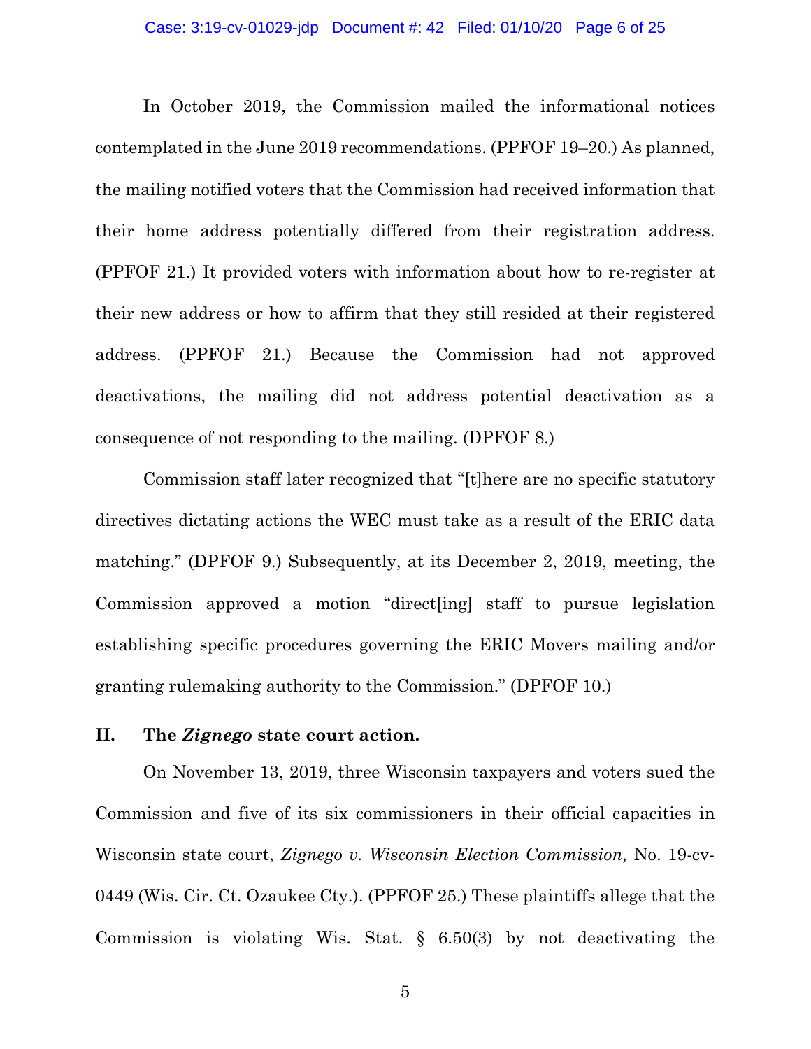In October 2019, the Commission mailed the informational notices contemplated in the June 2019 recommendations. (PPFOF 19–20.) As planned, the mailing notified voters that the Commission had received information that their home address potentially differed from their registration address. (PPFOF 21.) It provided voters with information about how to re-register at their new address or how to affirm that they still resided at their registered address. (PPFOF 21.) Because the Commission had not approved deactivations, the mailing did not address potential deactivation as a consequence of not responding to the mailing. (DPFOF 8.)

Commission staff later recognized that "[t]here are no specific statutory directives dictating actions the WEC must take as a result of the ERIC data matching." (DPFOF 9.) Subsequently, at its December 2, 2019, meeting, the Commission approved a motion "direct[ing] staff to pursue legislation establishing specific procedures governing the ERIC Movers mailing and/or granting rulemaking authority to the Commission." (DPFOF 10.)

## II. The *Zignego* state court action.

On November 13, 2019, three Wisconsin taxpayers and voters sued the Commission and five of its six commissioners in their official capacities in Wisconsin state court, *Zignego v. Wisconsin Election Commission,* No. 19-cv-0449 (Wis. Cir. Ct. Ozaukee Cty.). (PPFOF 25.) These plaintiffs allege that the Commission is violating Wis. Stat. § 6.50(3) by not deactivating the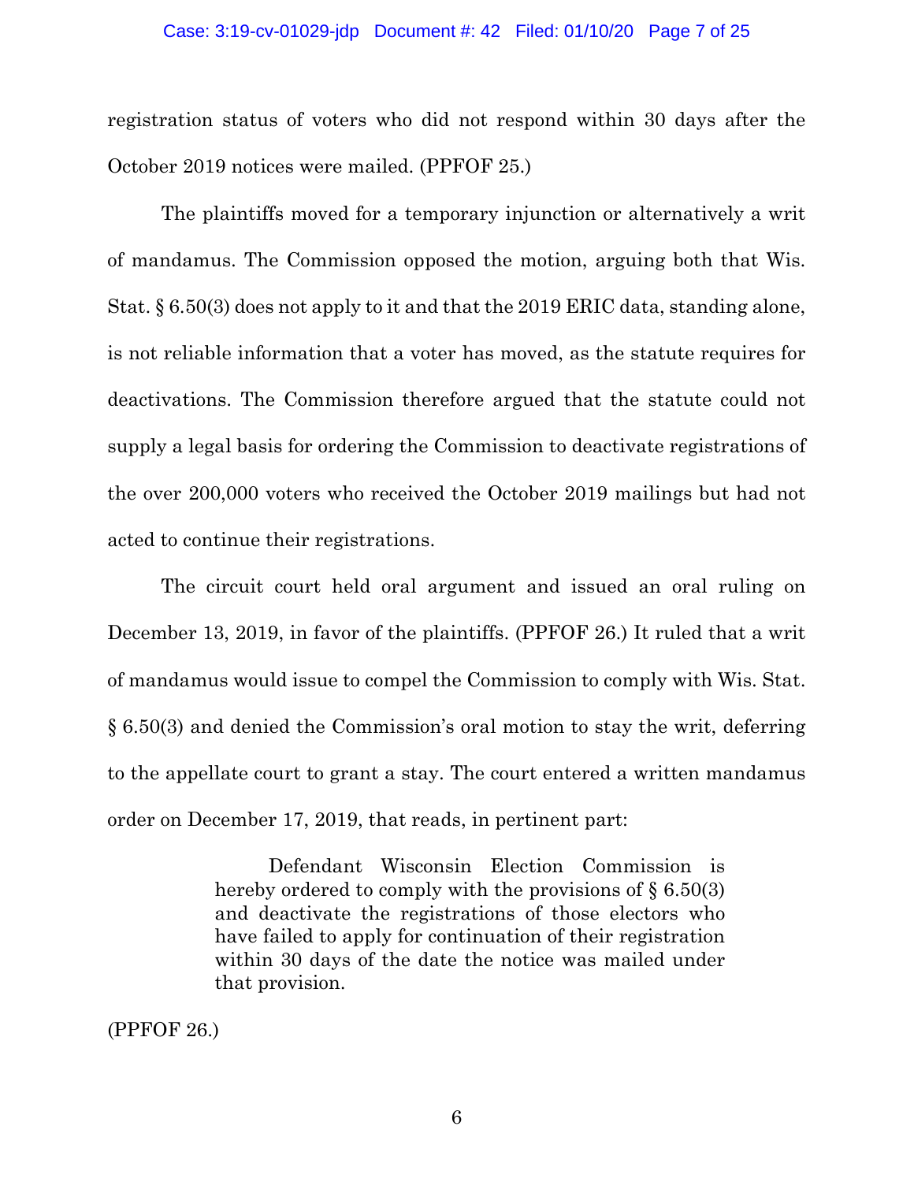registration status of voters who did not respond within 30 days after the October 2019 notices were mailed. (PPFOF 25.)

The plaintiffs moved for a temporary injunction or alternatively a writ of mandamus. The Commission opposed the motion, arguing both that Wis. Stat. § 6.50(3) does not apply to it and that the 2019 ERIC data, standing alone, is not reliable information that a voter has moved, as the statute requires for deactivations. The Commission therefore argued that the statute could not supply a legal basis for ordering the Commission to deactivate registrations of the over 200,000 voters who received the October 2019 mailings but had not acted to continue their registrations.

The circuit court held oral argument and issued an oral ruling on December 13, 2019, in favor of the plaintiffs. (PPFOF 26.) It ruled that a writ of mandamus would issue to compel the Commission to comply with Wis. Stat. § 6.50(3) and denied the Commission's oral motion to stay the writ, deferring to the appellate court to grant a stay. The court entered a written mandamus order on December 17, 2019, that reads, in pertinent part:

> Defendant Wisconsin Election Commission is hereby ordered to comply with the provisions of § 6.50(3) and deactivate the registrations of those electors who have failed to apply for continuation of their registration within 30 days of the date the notice was mailed under that provision.

(PPFOF 26.)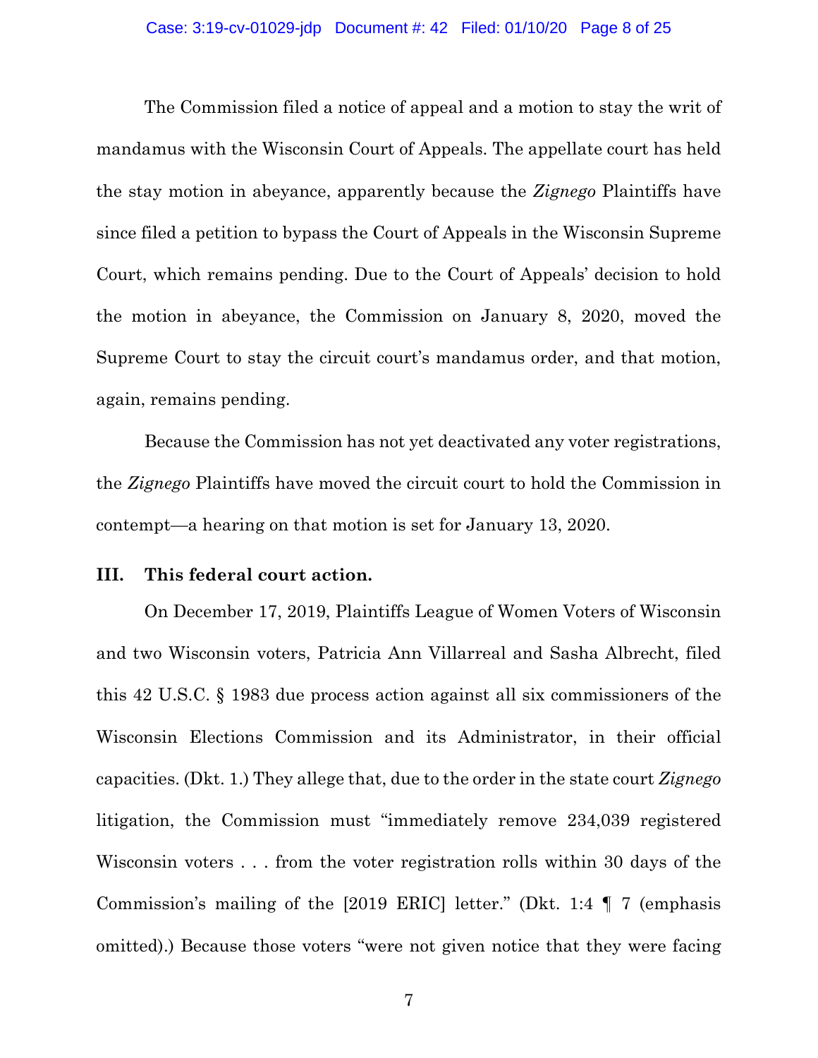The Commission filed a notice of appeal and a motion to stay the writ of mandamus with the Wisconsin Court of Appeals. The appellate court has held the stay motion in abeyance, apparently because the *Zignego* Plaintiffs have since filed a petition to bypass the Court of Appeals in the Wisconsin Supreme Court, which remains pending. Due to the Court of Appeals' decision to hold the motion in abeyance, the Commission on January 8, 2020, moved the Supreme Court to stay the circuit court's mandamus order, and that motion, again, remains pending.

Because the Commission has not yet deactivated any voter registrations, the *Zignego* Plaintiffs have moved the circuit court to hold the Commission in contempt—a hearing on that motion is set for January 13, 2020.

### III. This federal court action.

On December 17, 2019, Plaintiffs League of Women Voters of Wisconsin and two Wisconsin voters, Patricia Ann Villarreal and Sasha Albrecht, filed this 42 U.S.C. § 1983 due process action against all six commissioners of the Wisconsin Elections Commission and its Administrator, in their official capacities. (Dkt. 1.) They allege that, due to the order in the state court *Zignego* litigation, the Commission must "immediately remove 234,039 registered Wisconsin voters . . . from the voter registration rolls within 30 days of the Commission's mailing of the [2019 ERIC] letter." (Dkt. 1:4 ¶ 7 (emphasis omitted).) Because those voters "were not given notice that they were facing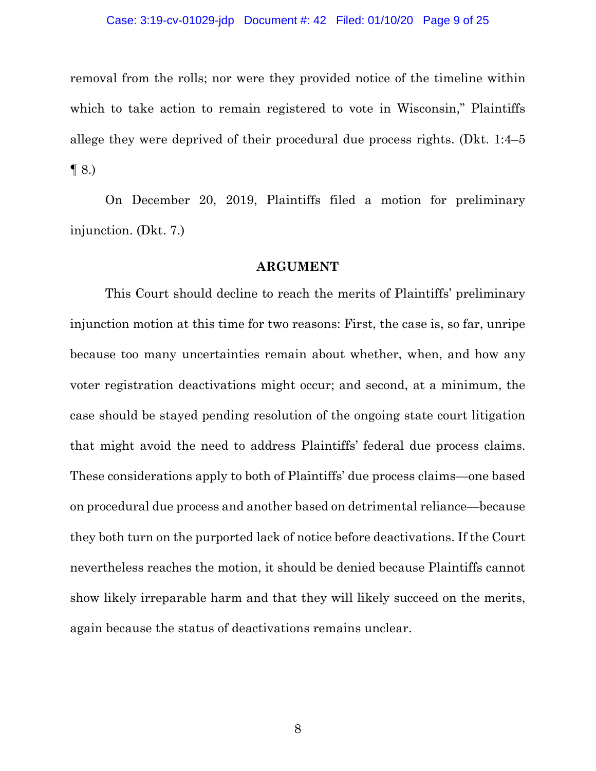removal from the rolls; nor were they provided notice of the timeline within which to take action to remain registered to vote in Wisconsin," Plaintiffs allege they were deprived of their procedural due process rights. (Dkt. 1:4–5 ¶ 8.)

On December 20, 2019, Plaintiffs filed a motion for preliminary injunction. (Dkt. 7.)

## ARGUMENT

This Court should decline to reach the merits of Plaintiffs' preliminary injunction motion at this time for two reasons: First, the case is, so far, unripe because too many uncertainties remain about whether, when, and how any voter registration deactivations might occur; and second, at a minimum, the case should be stayed pending resolution of the ongoing state court litigation that might avoid the need to address Plaintiffs' federal due process claims. These considerations apply to both of Plaintiffs' due process claims—one based on procedural due process and another based on detrimental reliance—because they both turn on the purported lack of notice before deactivations. If the Court nevertheless reaches the motion, it should be denied because Plaintiffs cannot show likely irreparable harm and that they will likely succeed on the merits, again because the status of deactivations remains unclear.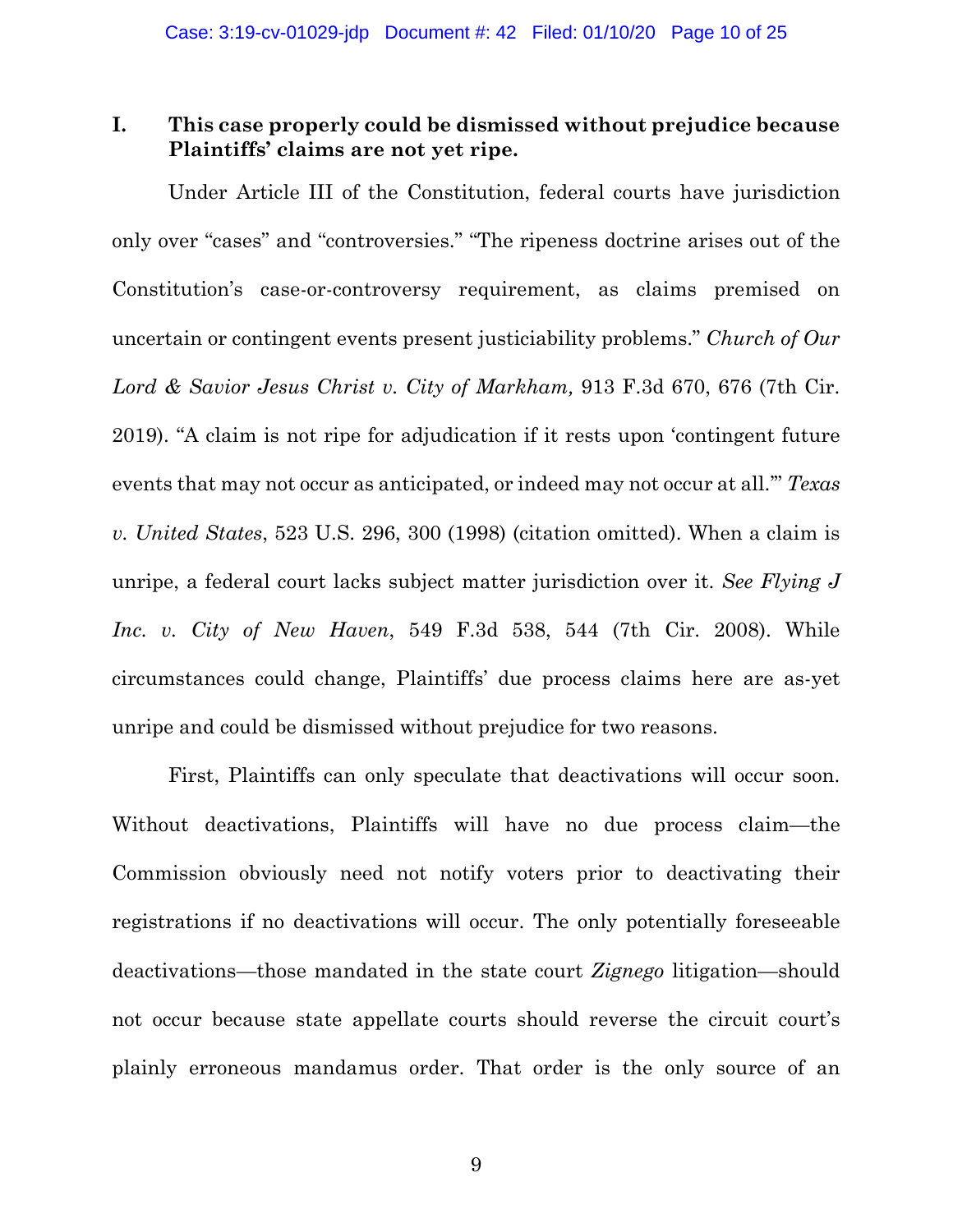## I. This case properly could be dismissed without prejudice because Plaintiffs' claims are not yet ripe.

Under Article III of the Constitution, federal courts have jurisdiction only over "cases" and "controversies." "The ripeness doctrine arises out of the Constitution's case-or-controversy requirement, as claims premised on uncertain or contingent events present justiciability problems." *Church of Our Lord & Savior Jesus Christ v. City of Markham,* 913 F.3d 670, 676 (7th Cir. 2019). "A claim is not ripe for adjudication if it rests upon 'contingent future events that may not occur as anticipated, or indeed may not occur at all.'" *Texas v. United States*, 523 U.S. 296, 300 (1998) (citation omitted). When a claim is unripe, a federal court lacks subject matter jurisdiction over it. *See Flying J Inc. v. City of New Haven*, 549 F.3d 538, 544 (7th Cir. 2008). While circumstances could change, Plaintiffs' due process claims here are as-yet unripe and could be dismissed without prejudice for two reasons.

First, Plaintiffs can only speculate that deactivations will occur soon. Without deactivations, Plaintiffs will have no due process claim—the Commission obviously need not notify voters prior to deactivating their registrations if no deactivations will occur. The only potentially foreseeable deactivations—those mandated in the state court *Zignego* litigation—should not occur because state appellate courts should reverse the circuit court's plainly erroneous mandamus order. That order is the only source of an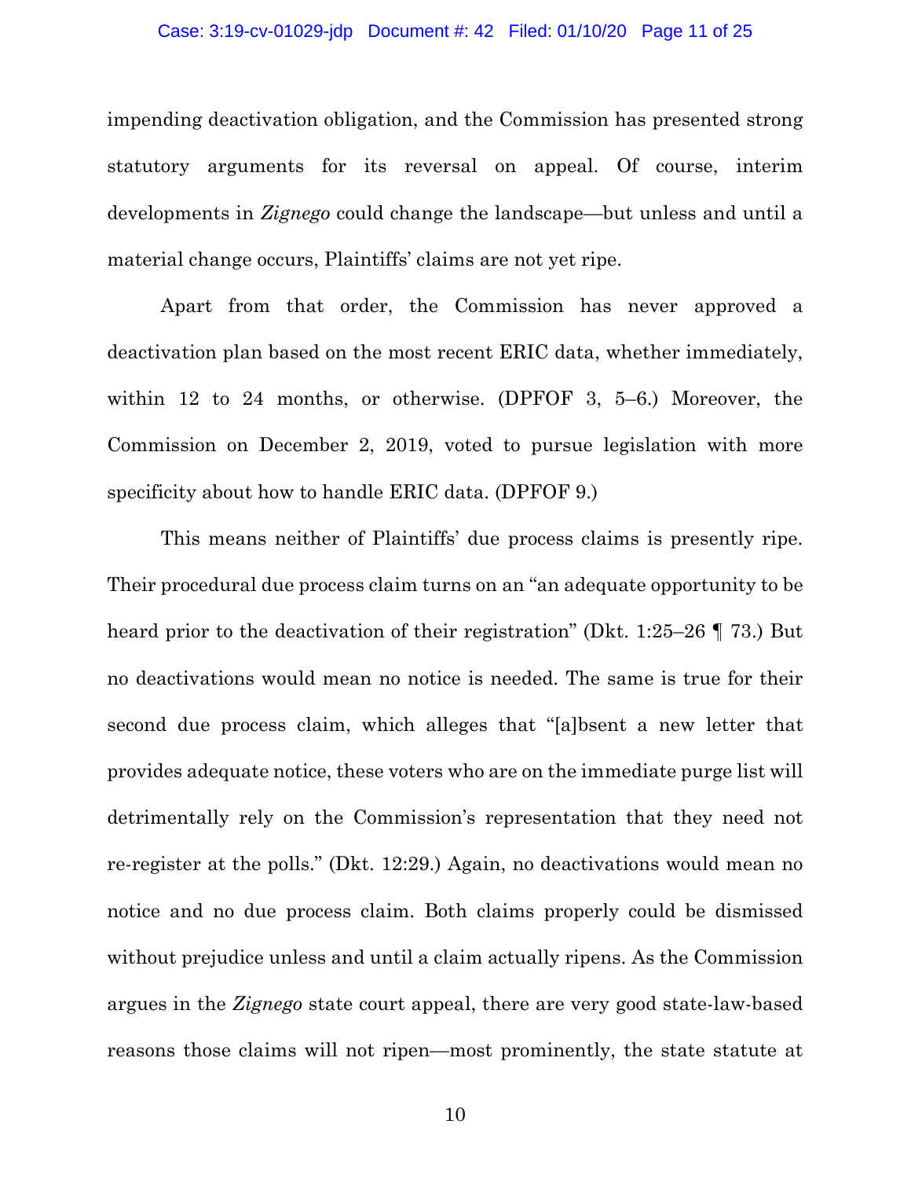impending deactivation obligation, and the Commission has presented strong statutory arguments for its reversal on appeal. Of course, interim developments in *Zignego* could change the landscape—but unless and until a material change occurs, Plaintiffs' claims are not yet ripe.

Apart from that order, the Commission has never approved a deactivation plan based on the most recent ERIC data, whether immediately, within 12 to 24 months, or otherwise. (DPFOF 3, 5–6.) Moreover, the Commission on December 2, 2019, voted to pursue legislation with more specificity about how to handle ERIC data. (DPFOF 9.)

This means neither of Plaintiffs' due process claims is presently ripe. Their procedural due process claim turns on an "an adequate opportunity to be heard prior to the deactivation of their registration" (Dkt. 1:25–26 ¶ 73.) But no deactivations would mean no notice is needed. The same is true for their second due process claim, which alleges that "[a]bsent a new letter that provides adequate notice, these voters who are on the immediate purge list will detrimentally rely on the Commission's representation that they need not re-register at the polls." (Dkt. 12:29.) Again, no deactivations would mean no notice and no due process claim. Both claims properly could be dismissed without prejudice unless and until a claim actually ripens. As the Commission argues in the *Zignego* state court appeal, there are very good state-law-based reasons those claims will not ripen—most prominently, the state statute at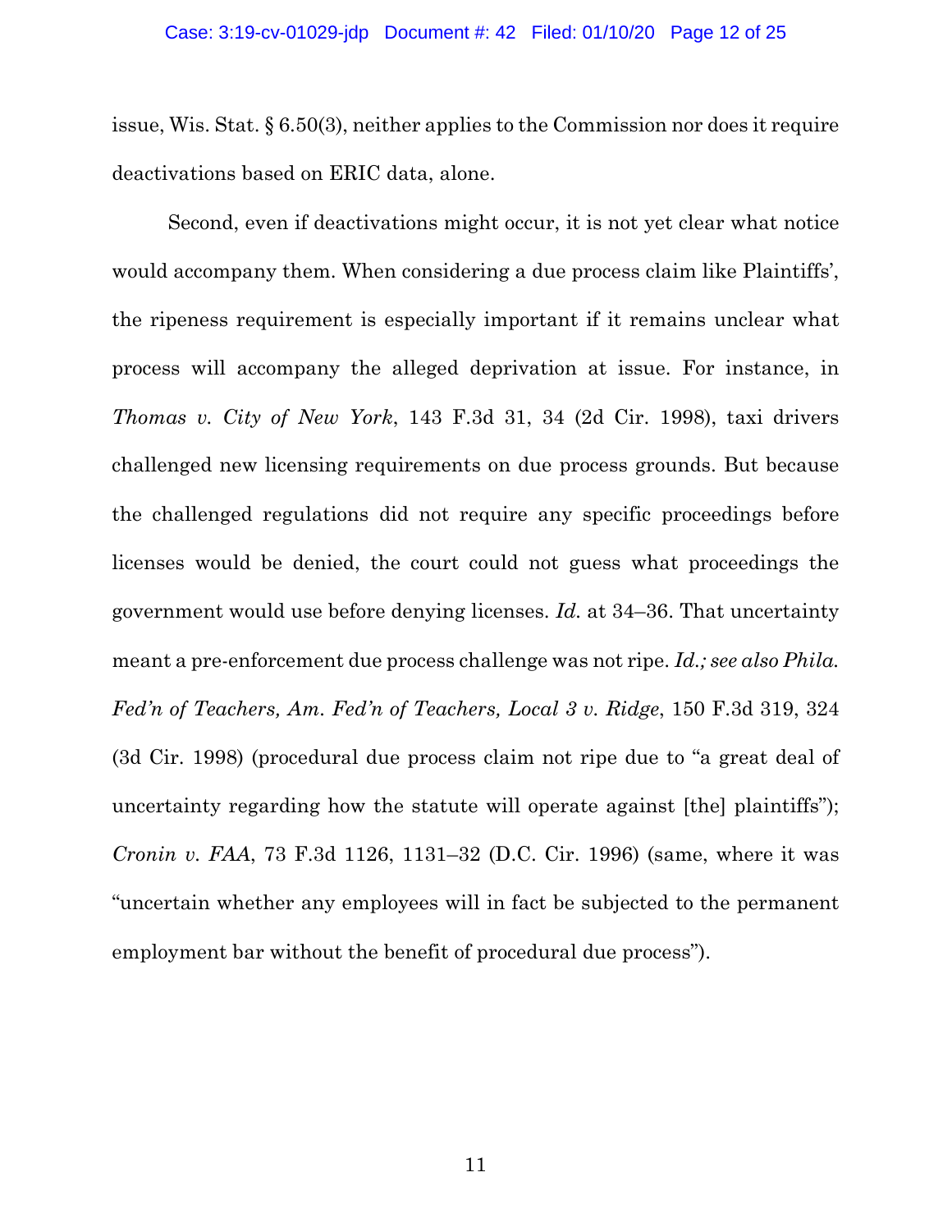issue, Wis. Stat. § 6.50(3), neither applies to the Commission nor does it require deactivations based on ERIC data, alone.

Second, even if deactivations might occur, it is not yet clear what notice would accompany them. When considering a due process claim like Plaintiffs', the ripeness requirement is especially important if it remains unclear what process will accompany the alleged deprivation at issue. For instance, in *Thomas v. City of New York*, 143 F.3d 31, 34 (2d Cir. 1998), taxi drivers challenged new licensing requirements on due process grounds. But because the challenged regulations did not require any specific proceedings before licenses would be denied, the court could not guess what proceedings the government would use before denying licenses. *Id.* at 34–36. That uncertainty meant a pre-enforcement due process challenge was not ripe. *Id.; see also Phila. Fed'n of Teachers, Am. Fed'n of Teachers, Local 3 v. Ridge*, 150 F.3d 319, 324 (3d Cir. 1998) (procedural due process claim not ripe due to "a great deal of uncertainty regarding how the statute will operate against [the] plaintiffs"); *Cronin v. FAA*, 73 F.3d 1126, 1131–32 (D.C. Cir. 1996) (same, where it was "uncertain whether any employees will in fact be subjected to the permanent employment bar without the benefit of procedural due process").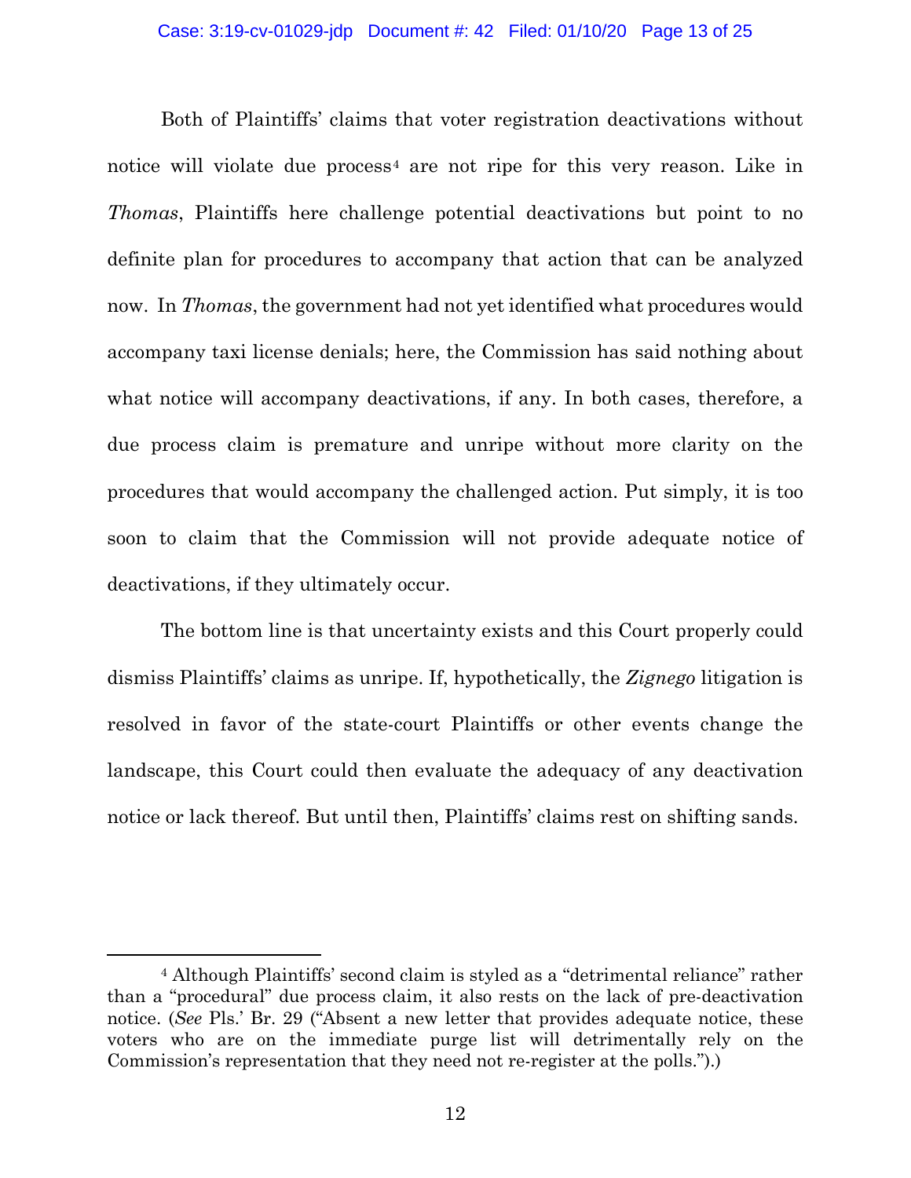Both of Plaintiffs' claims that voter registration deactivations without notice will violate due process[4] are not ripe for this very reason. Like in *Thomas*, Plaintiffs here challenge potential deactivations but point to no definite plan for procedures to accompany that action that can be analyzed now. In *Thomas*, the government had not yet identified what procedures would accompany taxi license denials; here, the Commission has said nothing about what notice will accompany deactivations, if any. In both cases, therefore, a due process claim is premature and unripe without more clarity on the procedures that would accompany the challenged action. Put simply, it is too soon to claim that the Commission will not provide adequate notice of deactivations, if they ultimately occur.

The bottom line is that uncertainty exists and this Court properly could dismiss Plaintiffs' claims as unripe. If, hypothetically, the *Zignego* litigation is resolved in favor of the state-court Plaintiffs or other events change the landscape, this Court could then evaluate the adequacy of any deactivation notice or lack thereof. But until then, Plaintiffs' claims rest on shifting sands.

[4] Although Plaintiffs' second claim is styled as a "detrimental reliance" rather than a "procedural" due process claim, it also rests on the lack of pre-deactivation notice. (*See* Pls.' Br. 29 ("Absent a new letter that provides adequate notice, these voters who are on the immediate purge list will detrimentally rely on the Commission's representation that they need not re-register at the polls.").)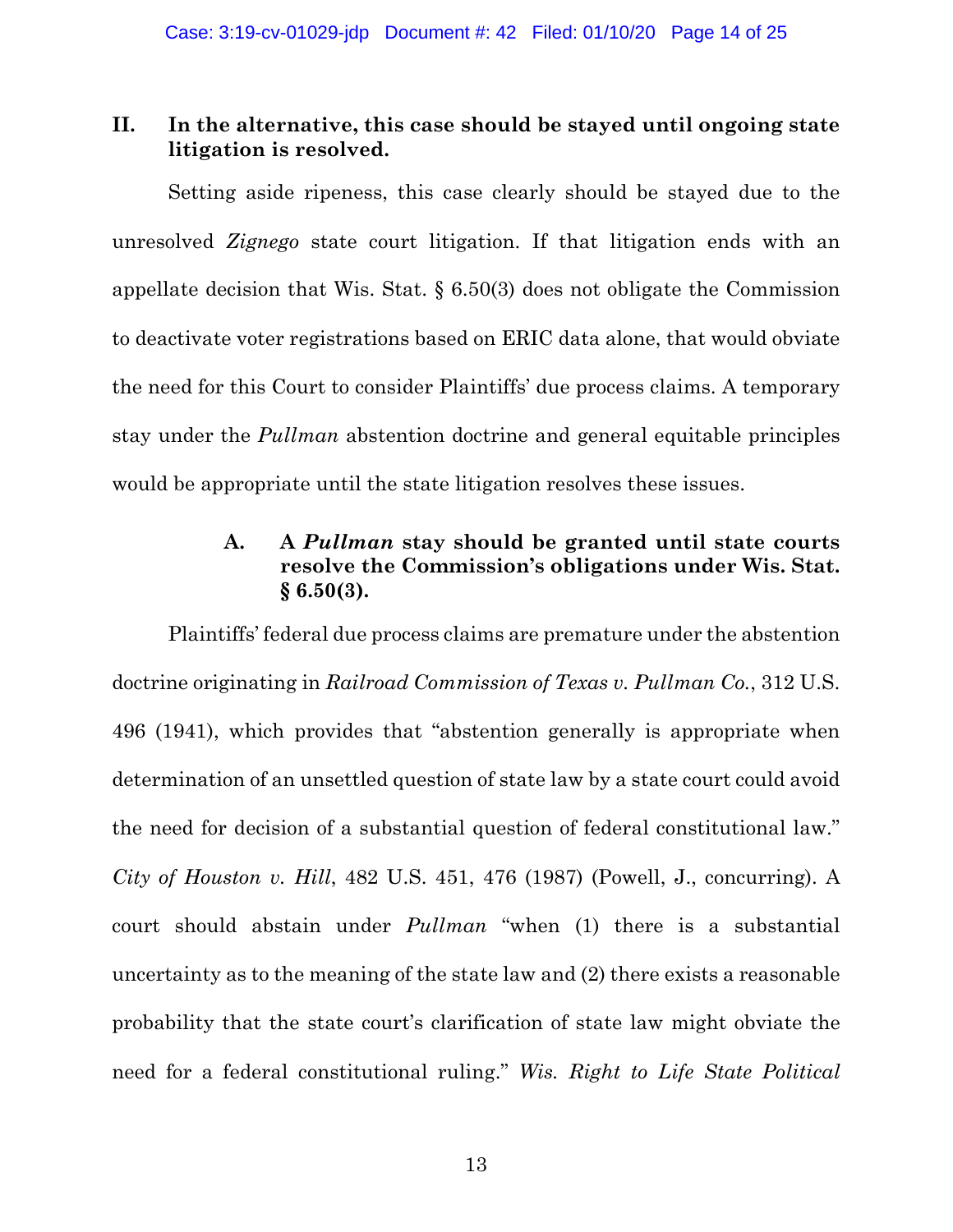## II. In the alternative, this case should be stayed until ongoing state litigation is resolved.

Setting aside ripeness, this case clearly should be stayed due to the unresolved *Zignego* state court litigation. If that litigation ends with an appellate decision that Wis. Stat. § 6.50(3) does not obligate the Commission to deactivate voter registrations based on ERIC data alone, that would obviate the need for this Court to consider Plaintiffs' due process claims. A temporary stay under the *Pullman* abstention doctrine and general equitable principles would be appropriate until the state litigation resolves these issues.

### A. A *Pullman* stay should be granted until state courts resolve the Commission's obligations under Wis. Stat. § 6.50(3).

Plaintiffs' federal due process claims are premature under the abstention doctrine originating in *Railroad Commission of Texas v. Pullman Co.*, 312 U.S. 496 (1941), which provides that "abstention generally is appropriate when determination of an unsettled question of state law by a state court could avoid the need for decision of a substantial question of federal constitutional law." *City of Houston v. Hill*, 482 U.S. 451, 476 (1987) (Powell, J., concurring). A court should abstain under *Pullman* "when (1) there is a substantial uncertainty as to the meaning of the state law and (2) there exists a reasonable probability that the state court's clarification of state law might obviate the need for a federal constitutional ruling." *Wis. Right to Life State Political*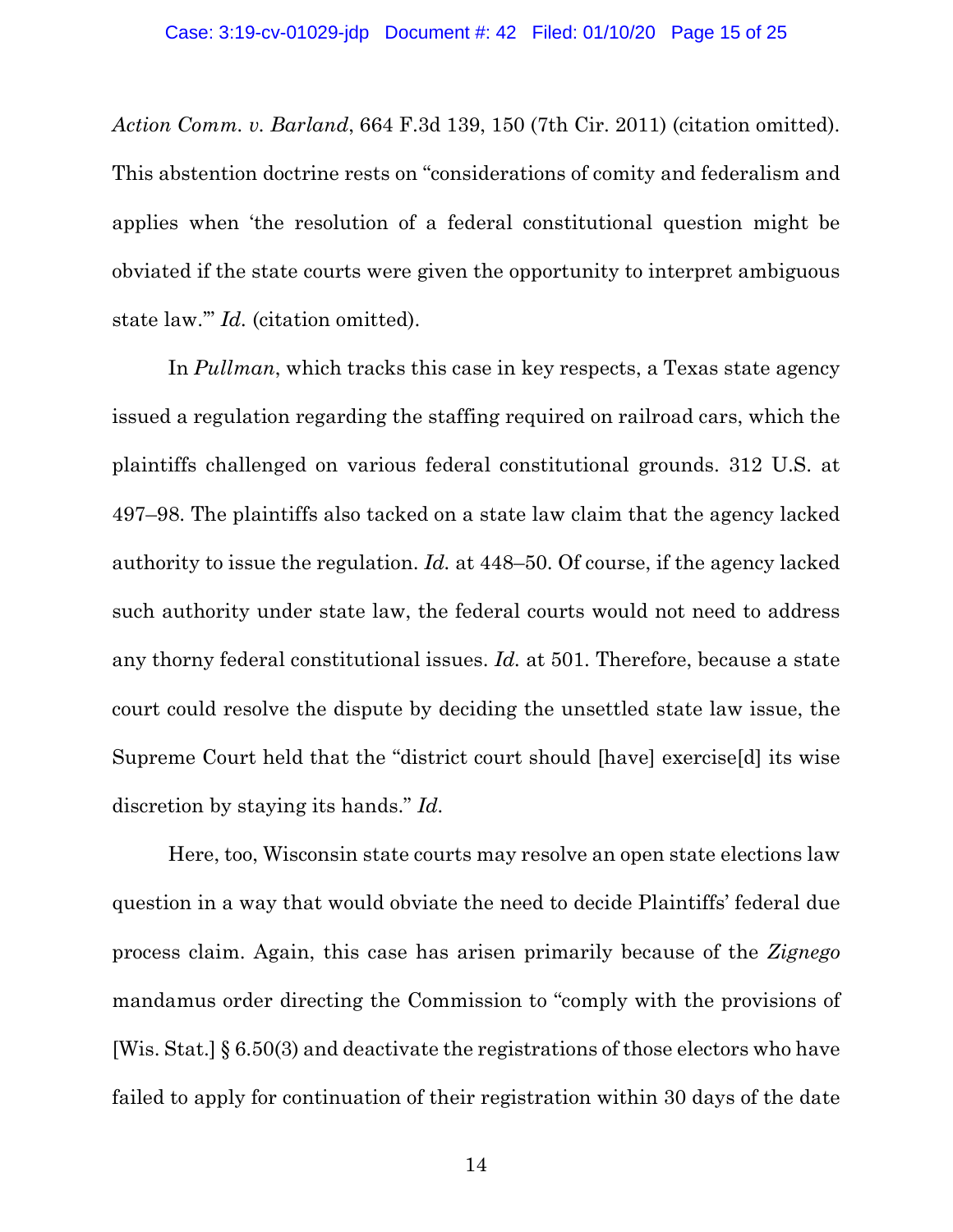*Action Comm. v. Barland*, 664 F.3d 139, 150 (7th Cir. 2011) (citation omitted). This abstention doctrine rests on "considerations of comity and federalism and applies when 'the resolution of a federal constitutional question might be obviated if the state courts were given the opportunity to interpret ambiguous state law.'" *Id.* (citation omitted).

In *Pullman*, which tracks this case in key respects, a Texas state agency issued a regulation regarding the staffing required on railroad cars, which the plaintiffs challenged on various federal constitutional grounds. 312 U.S. at 497–98. The plaintiffs also tacked on a state law claim that the agency lacked authority to issue the regulation. *Id.* at 448–50. Of course, if the agency lacked such authority under state law, the federal courts would not need to address any thorny federal constitutional issues. *Id.* at 501. Therefore, because a state court could resolve the dispute by deciding the unsettled state law issue, the Supreme Court held that the "district court should [have] exercise[d] its wise discretion by staying its hands." *Id.*

Here, too, Wisconsin state courts may resolve an open state elections law question in a way that would obviate the need to decide Plaintiffs' federal due process claim. Again, this case has arisen primarily because of the *Zignego* mandamus order directing the Commission to "comply with the provisions of [Wis. Stat.] § 6.50(3) and deactivate the registrations of those electors who have failed to apply for continuation of their registration within 30 days of the date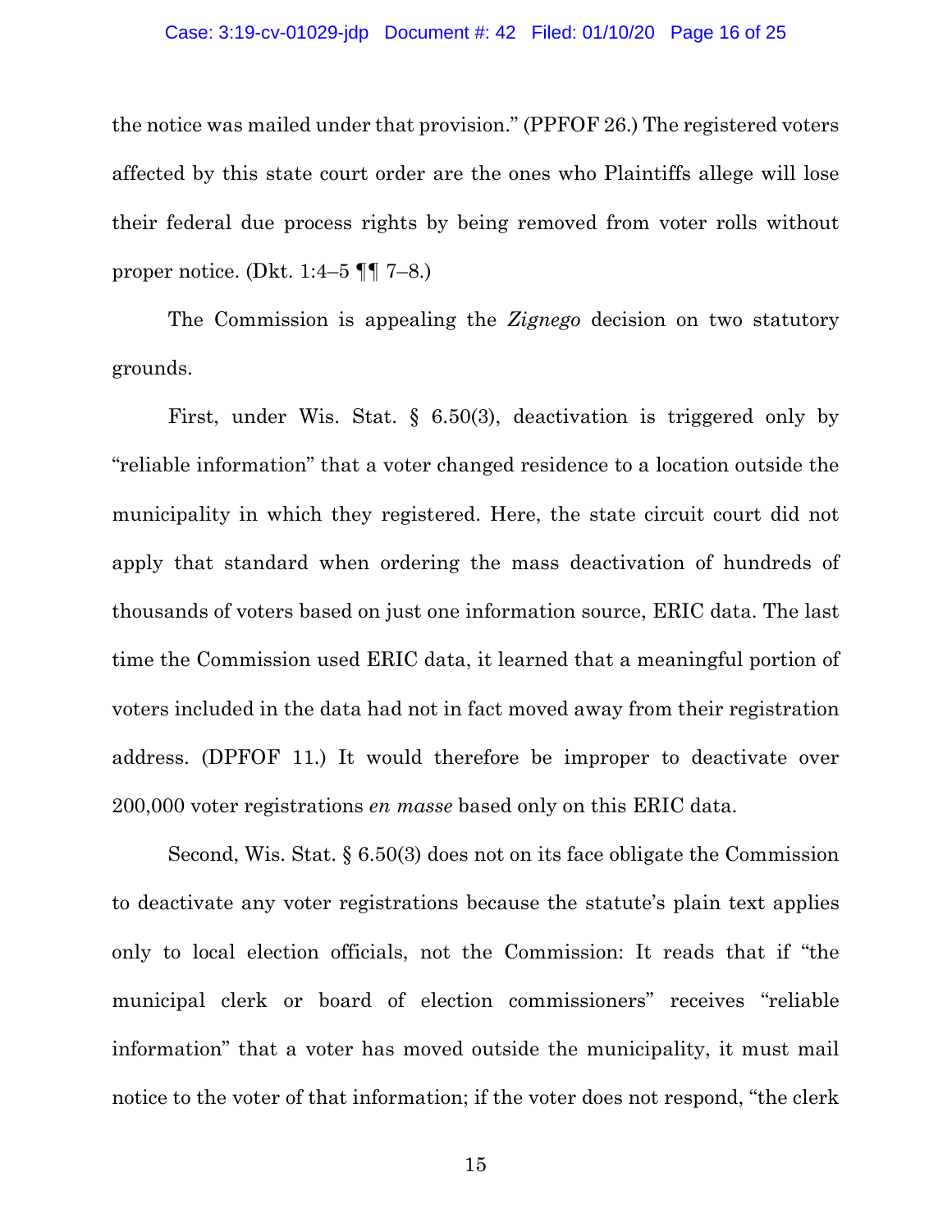the notice was mailed under that provision." (PPFOF 26.) The registered voters affected by this state court order are the ones who Plaintiffs allege will lose their federal due process rights by being removed from voter rolls without proper notice. (Dkt. 1:4–5 ¶¶ 7–8.)

The Commission is appealing the *Zignego* decision on two statutory grounds.

First, under Wis. Stat. § 6.50(3), deactivation is triggered only by "reliable information" that a voter changed residence to a location outside the municipality in which they registered. Here, the state circuit court did not apply that standard when ordering the mass deactivation of hundreds of thousands of voters based on just one information source, ERIC data. The last time the Commission used ERIC data, it learned that a meaningful portion of voters included in the data had not in fact moved away from their registration address. (DPFOF 11.) It would therefore be improper to deactivate over 200,000 voter registrations *en masse* based only on this ERIC data.

Second, Wis. Stat. § 6.50(3) does not on its face obligate the Commission to deactivate any voter registrations because the statute's plain text applies only to local election officials, not the Commission: It reads that if "the municipal clerk or board of election commissioners" receives "reliable information" that a voter has moved outside the municipality, it must mail notice to the voter of that information; if the voter does not respond, "the clerk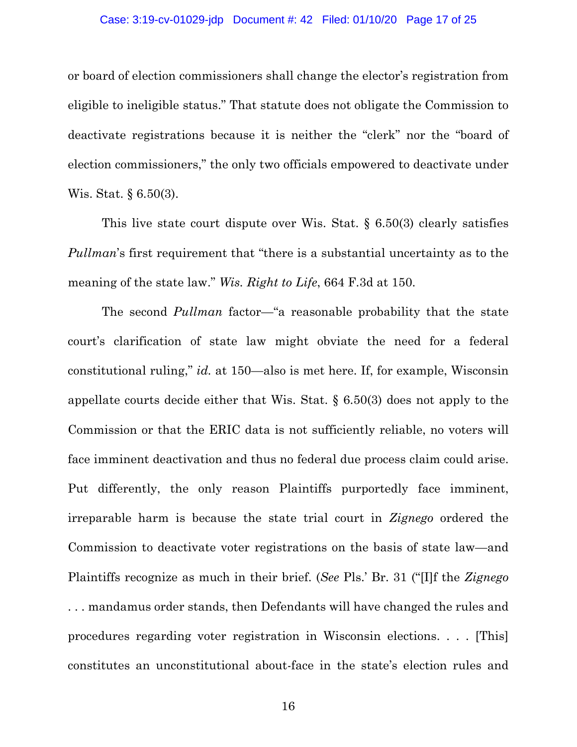or board of election commissioners shall change the elector's registration from eligible to ineligible status." That statute does not obligate the Commission to deactivate registrations because it is neither the "clerk" nor the "board of election commissioners," the only two officials empowered to deactivate under Wis. Stat. § 6.50(3).

This live state court dispute over Wis. Stat. § 6.50(3) clearly satisfies *Pullman*'s first requirement that "there is a substantial uncertainty as to the meaning of the state law." *Wis. Right to Life*, 664 F.3d at 150.

The second *Pullman* factor—"a reasonable probability that the state court's clarification of state law might obviate the need for a federal constitutional ruling," *id.* at 150—also is met here. If, for example, Wisconsin appellate courts decide either that Wis. Stat. § 6.50(3) does not apply to the Commission or that the ERIC data is not sufficiently reliable, no voters will face imminent deactivation and thus no federal due process claim could arise. Put differently, the only reason Plaintiffs purportedly face imminent, irreparable harm is because the state trial court in *Zignego* ordered the Commission to deactivate voter registrations on the basis of state law—and Plaintiffs recognize as much in their brief. (*See* Pls.' Br. 31 ("[I]f the *Zignego* . . . mandamus order stands, then Defendants will have changed the rules and procedures regarding voter registration in Wisconsin elections. . . . [This] constitutes an unconstitutional about-face in the state's election rules and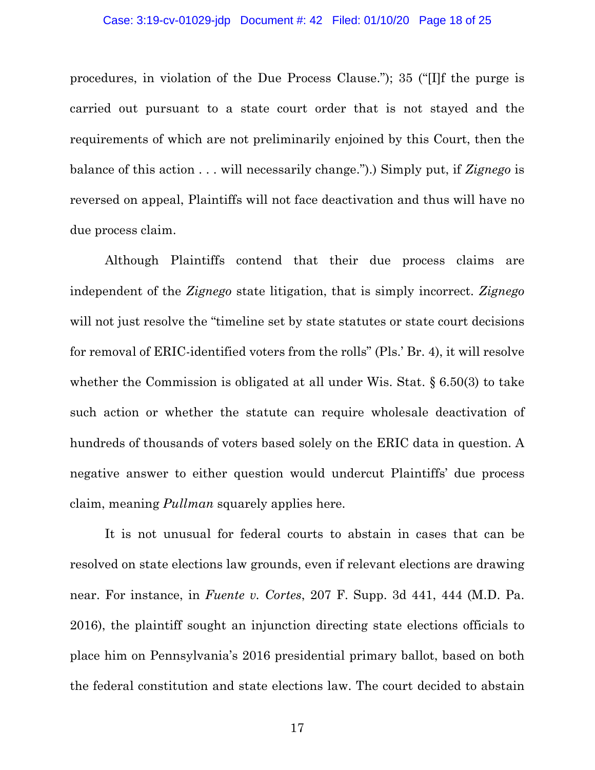procedures, in violation of the Due Process Clause."); 35 ("[I]f the purge is carried out pursuant to a state court order that is not stayed and the requirements of which are not preliminarily enjoined by this Court, then the balance of this action . . . will necessarily change.").) Simply put, if *Zignego* is reversed on appeal, Plaintiffs will not face deactivation and thus will have no due process claim.

Although Plaintiffs contend that their due process claims are independent of the *Zignego* state litigation, that is simply incorrect. *Zignego* will not just resolve the "timeline set by state statutes or state court decisions for removal of ERIC-identified voters from the rolls" (Pls.' Br. 4), it will resolve whether the Commission is obligated at all under Wis. Stat. § 6.50(3) to take such action or whether the statute can require wholesale deactivation of hundreds of thousands of voters based solely on the ERIC data in question. A negative answer to either question would undercut Plaintiffs' due process claim, meaning *Pullman* squarely applies here.

It is not unusual for federal courts to abstain in cases that can be resolved on state elections law grounds, even if relevant elections are drawing near. For instance, in *Fuente v. Cortes*, 207 F. Supp. 3d 441, 444 (M.D. Pa. 2016), the plaintiff sought an injunction directing state elections officials to place him on Pennsylvania's 2016 presidential primary ballot, based on both the federal constitution and state elections law. The court decided to abstain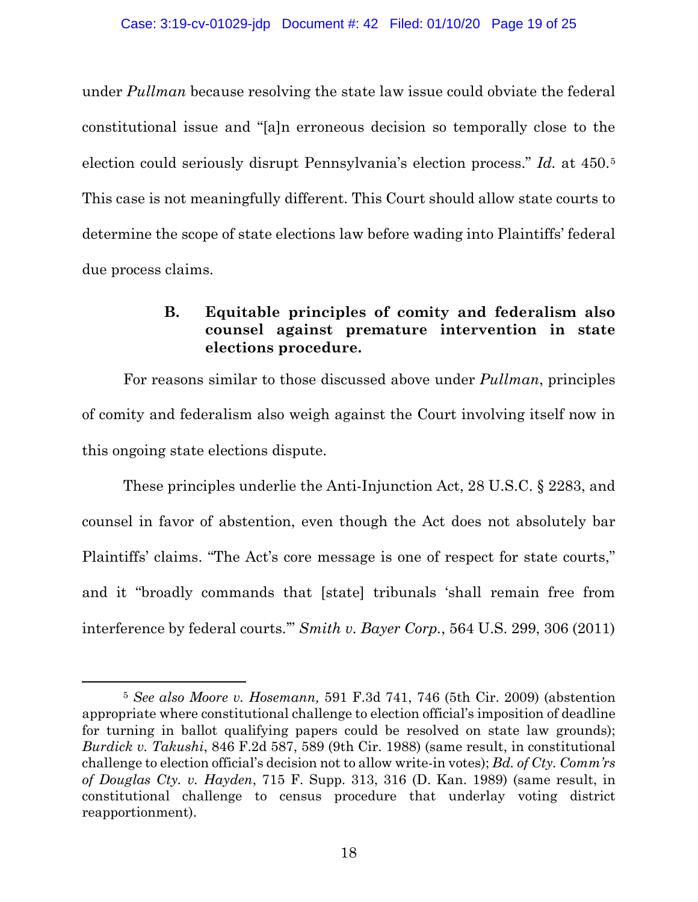under *Pullman* because resolving the state law issue could obviate the federal constitutional issue and "[a]n erroneous decision so temporally close to the election could seriously disrupt Pennsylvania's election process." *Id.* at 450.[5] This case is not meaningfully different. This Court should allow state courts to determine the scope of state elections law before wading into Plaintiffs' federal due process claims.

### B. Equitable principles of comity and federalism also counsel against premature intervention in state elections procedure.

For reasons similar to those discussed above under *Pullman*, principles of comity and federalism also weigh against the Court involving itself now in this ongoing state elections dispute.

These principles underlie the Anti-Injunction Act, 28 U.S.C. § 2283, and counsel in favor of abstention, even though the Act does not absolutely bar Plaintiffs' claims. "The Act's core message is one of respect for state courts," and it "broadly commands that [state] tribunals 'shall remain free from interference by federal courts.'" *Smith v. Bayer Corp.*, 564 U.S. 299, 306 (2011)

[5] *See also Moore v. Hosemann,* 591 F.3d 741, 746 (5th Cir. 2009) (abstention appropriate where constitutional challenge to election official's imposition of deadline for turning in ballot qualifying papers could be resolved on state law grounds); *Burdick v. Takushi*, 846 F.2d 587, 589 (9th Cir. 1988) (same result, in constitutional challenge to election official's decision not to allow write-in votes); *Bd. of Cty. Comm'rs of Douglas Cty. v. Hayden*, 715 F. Supp. 313, 316 (D. Kan. 1989) (same result, in constitutional challenge to census procedure that underlay voting district reapportionment).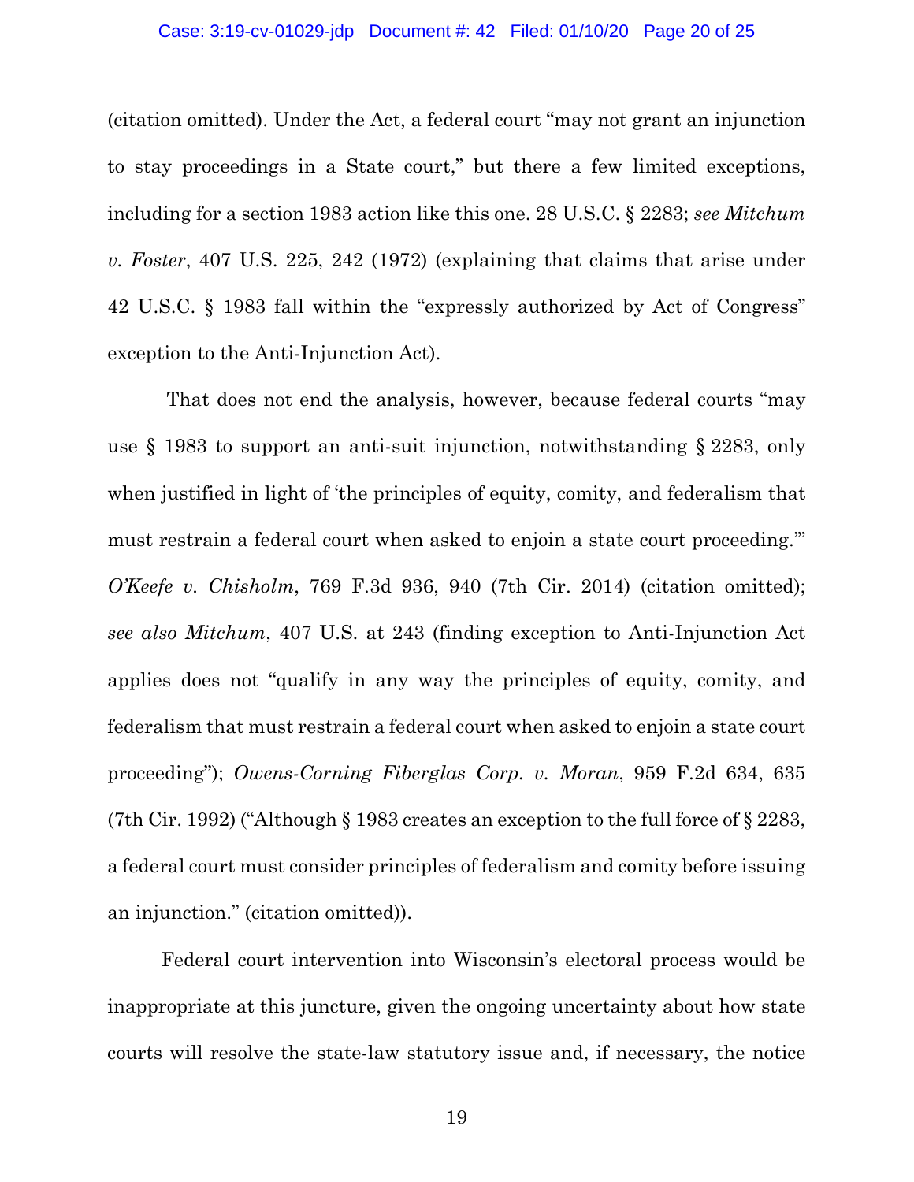(citation omitted). Under the Act, a federal court "may not grant an injunction to stay proceedings in a State court," but there a few limited exceptions, including for a section 1983 action like this one. 28 U.S.C. § 2283; *see Mitchum v. Foster*, 407 U.S. 225, 242 (1972) (explaining that claims that arise under 42 U.S.C. § 1983 fall within the "expressly authorized by Act of Congress" exception to the Anti-Injunction Act).

That does not end the analysis, however, because federal courts "may use § 1983 to support an anti-suit injunction, notwithstanding § 2283, only when justified in light of 'the principles of equity, comity, and federalism that must restrain a federal court when asked to enjoin a state court proceeding.'" *O'Keefe v. Chisholm*, 769 F.3d 936, 940 (7th Cir. 2014) (citation omitted); *see also Mitchum*, 407 U.S. at 243 (finding exception to Anti-Injunction Act applies does not "qualify in any way the principles of equity, comity, and federalism that must restrain a federal court when asked to enjoin a state court proceeding"); *Owens-Corning Fiberglas Corp. v. Moran*, 959 F.2d 634, 635 (7th Cir. 1992) ("Although § 1983 creates an exception to the full force of § 2283, a federal court must consider principles of federalism and comity before issuing an injunction." (citation omitted)).

Federal court intervention into Wisconsin's electoral process would be inappropriate at this juncture, given the ongoing uncertainty about how state courts will resolve the state-law statutory issue and, if necessary, the notice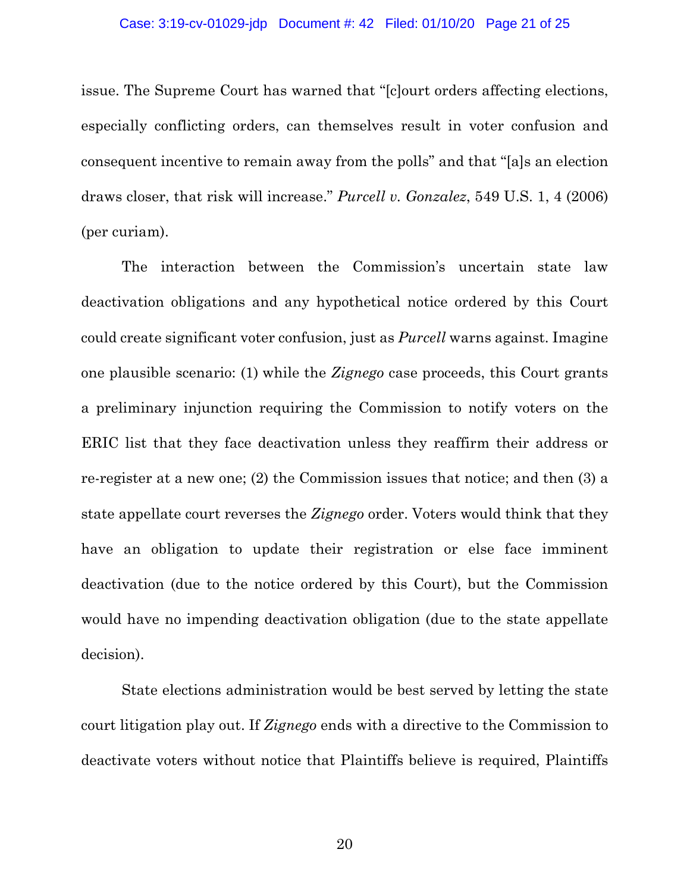issue. The Supreme Court has warned that "[c]ourt orders affecting elections, especially conflicting orders, can themselves result in voter confusion and consequent incentive to remain away from the polls" and that "[a]s an election draws closer, that risk will increase." *Purcell v. Gonzalez*, 549 U.S. 1, 4 (2006) (per curiam).

The interaction between the Commission's uncertain state law deactivation obligations and any hypothetical notice ordered by this Court could create significant voter confusion, just as *Purcell* warns against. Imagine one plausible scenario: (1) while the *Zignego* case proceeds, this Court grants a preliminary injunction requiring the Commission to notify voters on the ERIC list that they face deactivation unless they reaffirm their address or re-register at a new one; (2) the Commission issues that notice; and then (3) a state appellate court reverses the *Zignego* order. Voters would think that they have an obligation to update their registration or else face imminent deactivation (due to the notice ordered by this Court), but the Commission would have no impending deactivation obligation (due to the state appellate decision).

State elections administration would be best served by letting the state court litigation play out. If *Zignego* ends with a directive to the Commission to deactivate voters without notice that Plaintiffs believe is required, Plaintiffs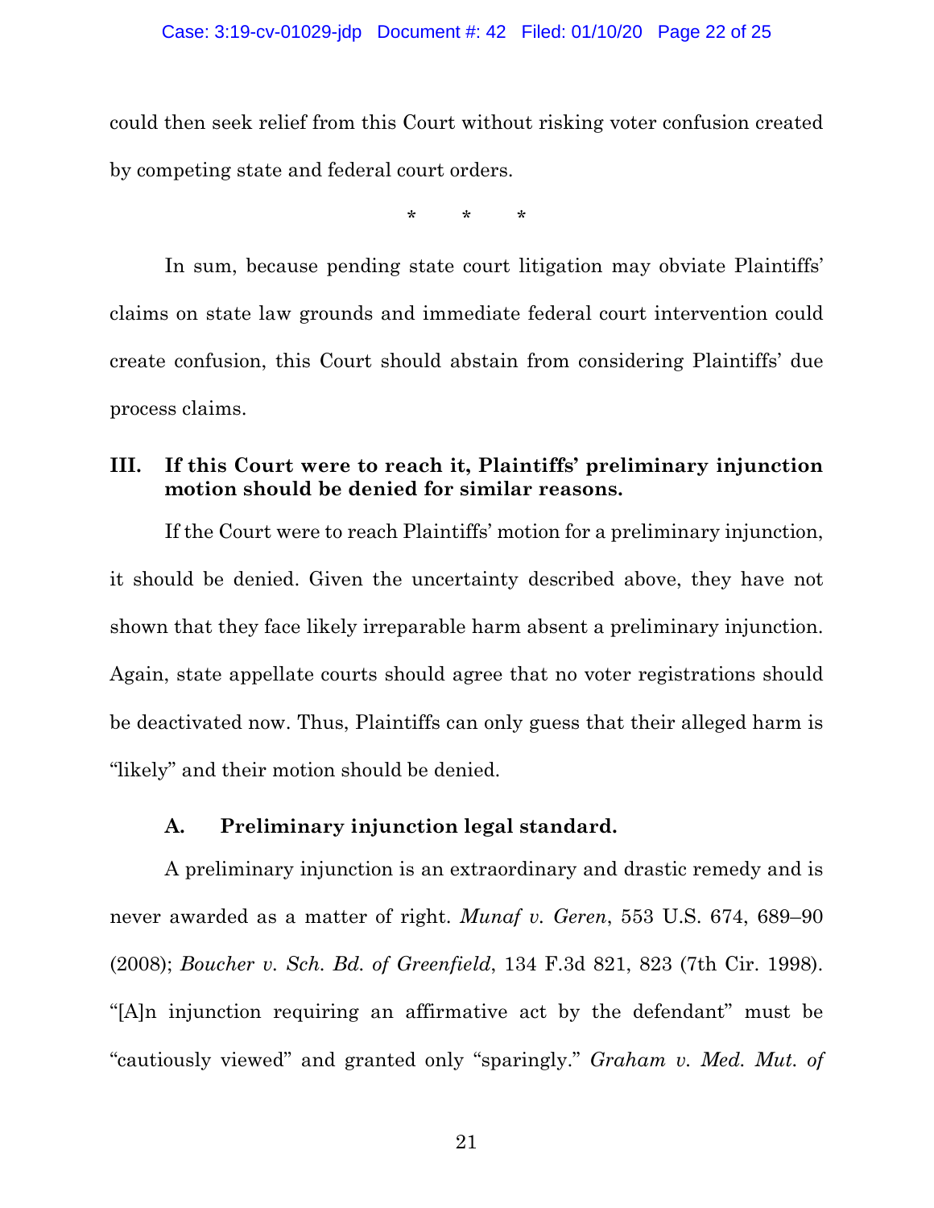could then seek relief from this Court without risking voter confusion created by competing state and federal court orders.

\*   \*   \*

In sum, because pending state court litigation may obviate Plaintiffs' claims on state law grounds and immediate federal court intervention could create confusion, this Court should abstain from considering Plaintiffs' due process claims.

## III. If this Court were to reach it, Plaintiffs' preliminary injunction motion should be denied for similar reasons.

If the Court were to reach Plaintiffs' motion for a preliminary injunction, it should be denied. Given the uncertainty described above, they have not shown that they face likely irreparable harm absent a preliminary injunction. Again, state appellate courts should agree that no voter registrations should be deactivated now. Thus, Plaintiffs can only guess that their alleged harm is "likely" and their motion should be denied.

### A. Preliminary injunction legal standard.

A preliminary injunction is an extraordinary and drastic remedy and is never awarded as a matter of right. *Munaf v. Geren*, 553 U.S. 674, 689–90 (2008); *Boucher v. Sch. Bd. of Greenfield*, 134 F.3d 821, 823 (7th Cir. 1998). "[A]n injunction requiring an affirmative act by the defendant" must be "cautiously viewed" and granted only "sparingly." *Graham v. Med. Mut. of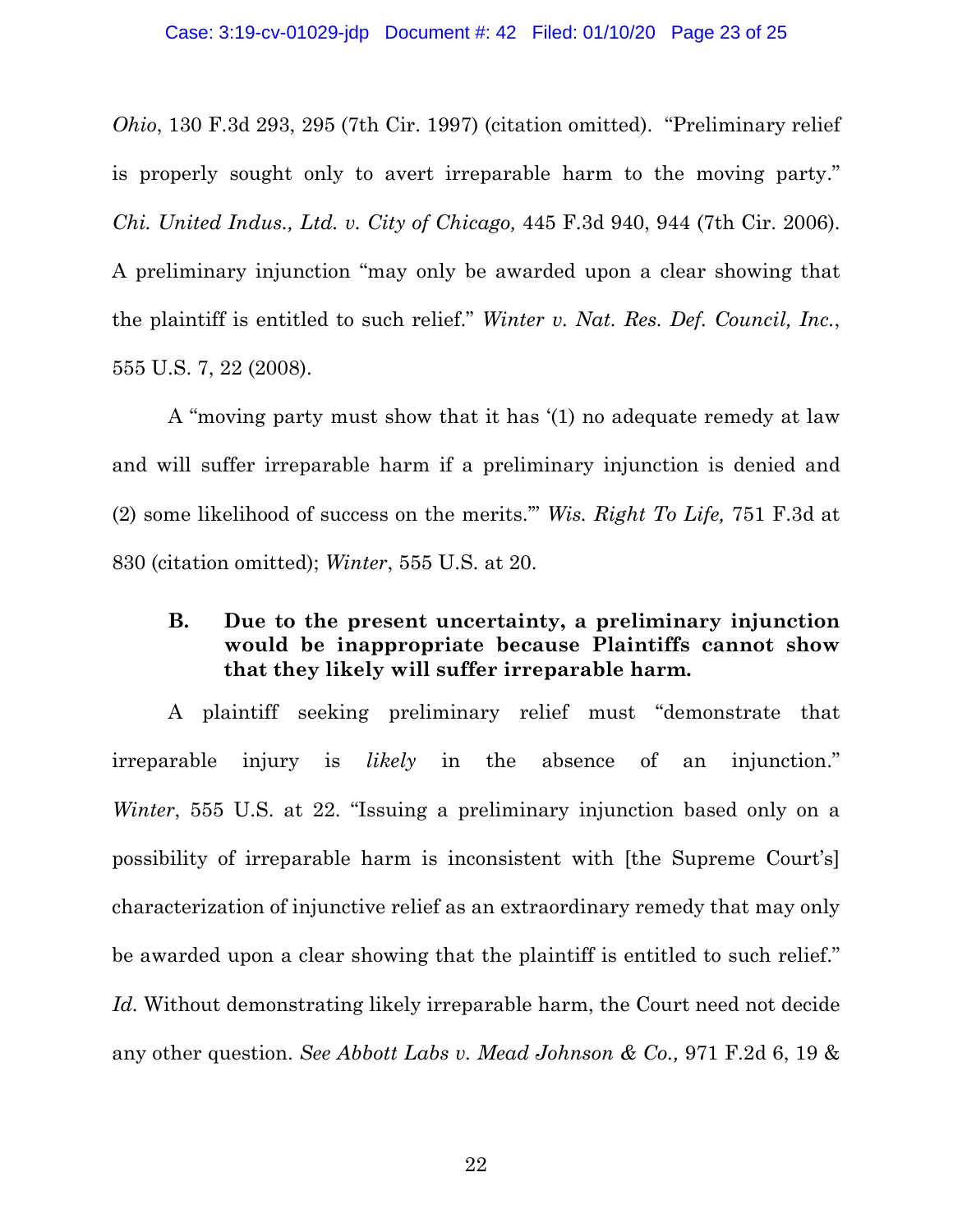*Ohio*, 130 F.3d 293, 295 (7th Cir. 1997) (citation omitted). "Preliminary relief is properly sought only to avert irreparable harm to the moving party." *Chi. United Indus., Ltd. v. City of Chicago,* 445 F.3d 940, 944 (7th Cir. 2006). A preliminary injunction "may only be awarded upon a clear showing that the plaintiff is entitled to such relief." *Winter v. Nat. Res. Def. Council, Inc.*, 555 U.S. 7, 22 (2008).

A "moving party must show that it has '(1) no adequate remedy at law and will suffer irreparable harm if a preliminary injunction is denied and (2) some likelihood of success on the merits.'" *Wis. Right To Life,* 751 F.3d at 830 (citation omitted); *Winter*, 555 U.S. at 20.

### B. Due to the present uncertainty, a preliminary injunction would be inappropriate because Plaintiffs cannot show that they likely will suffer irreparable harm.

A plaintiff seeking preliminary relief must "demonstrate that irreparable injury is *likely* in the absence of an injunction." *Winter*, 555 U.S. at 22. "Issuing a preliminary injunction based only on a possibility of irreparable harm is inconsistent with [the Supreme Court's] characterization of injunctive relief as an extraordinary remedy that may only be awarded upon a clear showing that the plaintiff is entitled to such relief." *Id.* Without demonstrating likely irreparable harm, the Court need not decide any other question. *See Abbott Labs v. Mead Johnson & Co.,* 971 F.2d 6, 19 &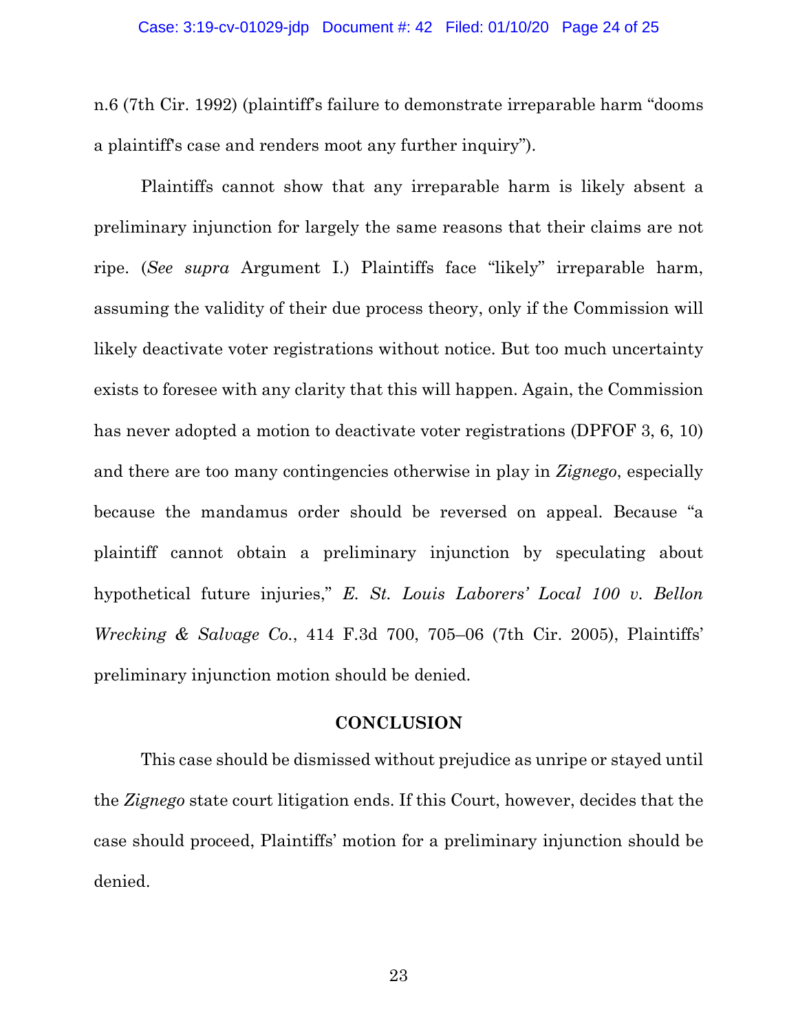n.6 (7th Cir. 1992) (plaintiff's failure to demonstrate irreparable harm "dooms a plaintiff's case and renders moot any further inquiry").

Plaintiffs cannot show that any irreparable harm is likely absent a preliminary injunction for largely the same reasons that their claims are not ripe. (*See supra* Argument I.) Plaintiffs face "likely" irreparable harm, assuming the validity of their due process theory, only if the Commission will likely deactivate voter registrations without notice. But too much uncertainty exists to foresee with any clarity that this will happen. Again, the Commission has never adopted a motion to deactivate voter registrations (DPFOF 3, 6, 10) and there are too many contingencies otherwise in play in *Zignego*, especially because the mandamus order should be reversed on appeal. Because "a plaintiff cannot obtain a preliminary injunction by speculating about hypothetical future injuries," *E. St. Louis Laborers' Local 100 v. Bellon Wrecking & Salvage Co.*, 414 F.3d 700, 705–06 (7th Cir. 2005), Plaintiffs' preliminary injunction motion should be denied.

## CONCLUSION

This case should be dismissed without prejudice as unripe or stayed until the *Zignego* state court litigation ends. If this Court, however, decides that the case should proceed, Plaintiffs' motion for a preliminary injunction should be denied.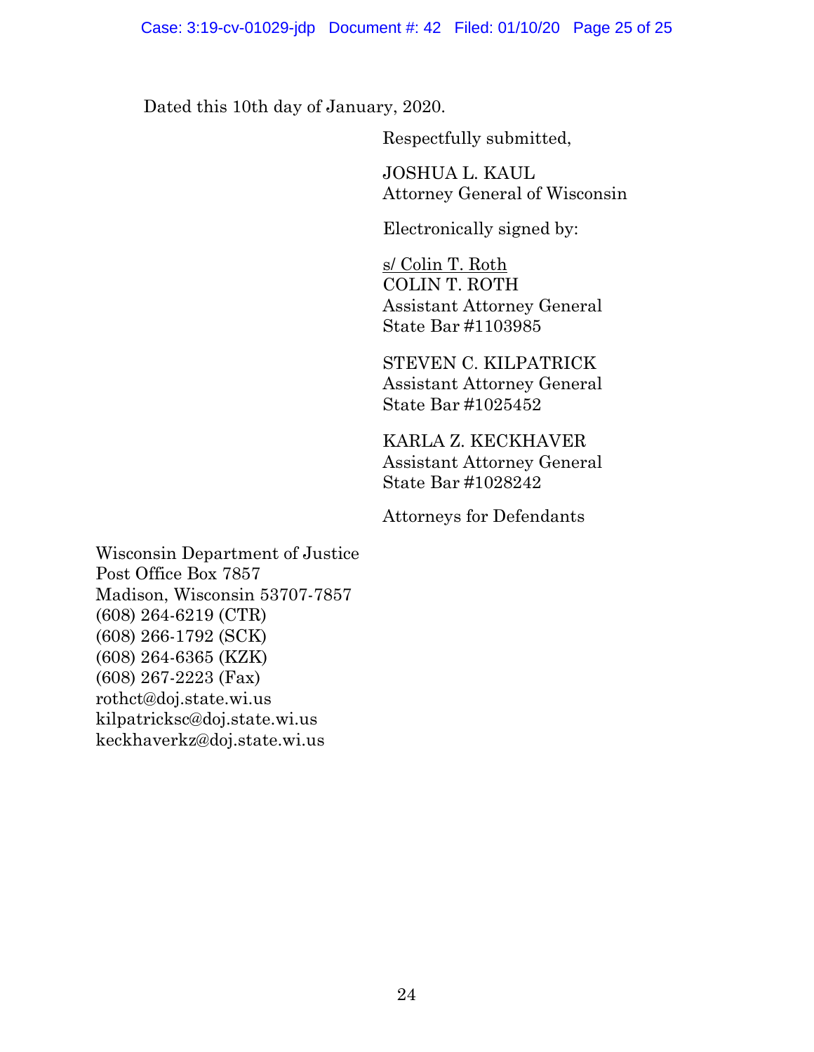Dated this 10th day of January, 2020.

Respectfully submitted,

JOSHUA L. KAUL
Attorney General of Wisconsin

Electronically signed by:

s/ Colin T. Roth
COLIN T. ROTH
Assistant Attorney General
State Bar #1103985

STEVEN C. KILPATRICK
Assistant Attorney General
State Bar #1025452

KARLA Z. KECKHAVER
Assistant Attorney General
State Bar #1028242

Attorneys for Defendants

Wisconsin Department of Justice
Post Office Box 7857
Madison, Wisconsin 53707-7857
(608) 264-6219 (CTR)
(608) 266-1792 (SCK)
(608) 264-6365 (KZK)
(608) 267-2223 (Fax)
rothct@doj.state.wi.us
kilpatricksc@doj.state.wi.us
keckhaverkz@doj.state.wi.us